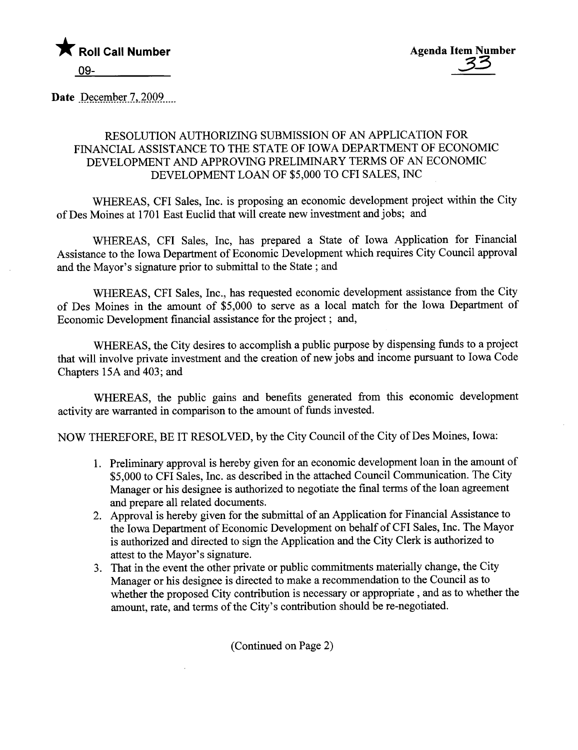★ Roll Call Number

09-\_\_\_\_\_\_\_\_\_\_

Agenda Item Number

33

Date December 7, 2009

RESOLUTION AUTHORIZING SUBMISSION OF AN APPLICATION FOR FINANCIAL ASSISTANCE TO THE STATE OF IOWA DEPARTMENT OF ECONOMIC DEVELOPMENT AND APPROVING PRELIMINARY TERMS OF AN ECONOMIC DEVELOPMENT LOAN OF $5,000 TO CFI SALES, INC

WHEREAS, CFI Sales, Inc. is proposing an economic development project within the City of Des Moines at 1701 East Euclid that will create new investment and jobs; and

WHEREAS, CFI Sales, Inc, has prepared a State of Iowa Application for Financial Assistance to the Iowa Department of Economic Development which requires City Council approval and the Mayor's signature prior to submittal to the State ; and

WHEREAS, CFI Sales, Inc., has requested economic development assistance from the City of Des Moines in the amount of $5,000 to serve as a local match for the Iowa Department of Economic Development financial assistance for the project ; and,

WHEREAS, the City desires to accomplish a public purpose by dispensing funds to a project that will involve private investment and the creation of new jobs and income pursuant to Iowa Code Chapters 15A and 403; and

WHEREAS, the public gains and benefits generated from this economic development activity are warranted in comparison to the amount of funds invested.

NOW THEREFORE, BE IT RESOLVED, by the City Council of the City of Des Moines, Iowa:

1. Preliminary approval is hereby given for an economic development loan in the amount of $5,000 to CFI Sales, Inc. as described in the attached Council Communication. The City Manager or his designee is authorized to negotiate the final terms of the loan agreement and prepare all related documents.
2. Approval is hereby given for the submittal of an Application for Financial Assistance to the Iowa Department of Economic Development on behalf of CFI Sales, Inc. The Mayor is authorized and directed to sign the Application and the City Clerk is authorized to attest to the Mayor's signature.
3. That in the event the other private or public commitments materially change, the City Manager or his designee is directed to make a recommendation to the Council as to whether the proposed City contribution is necessary or appropriate , and as to whether the amount, rate, and terms of the City's contribution should be re-negotiated.

(Continued on Page 2)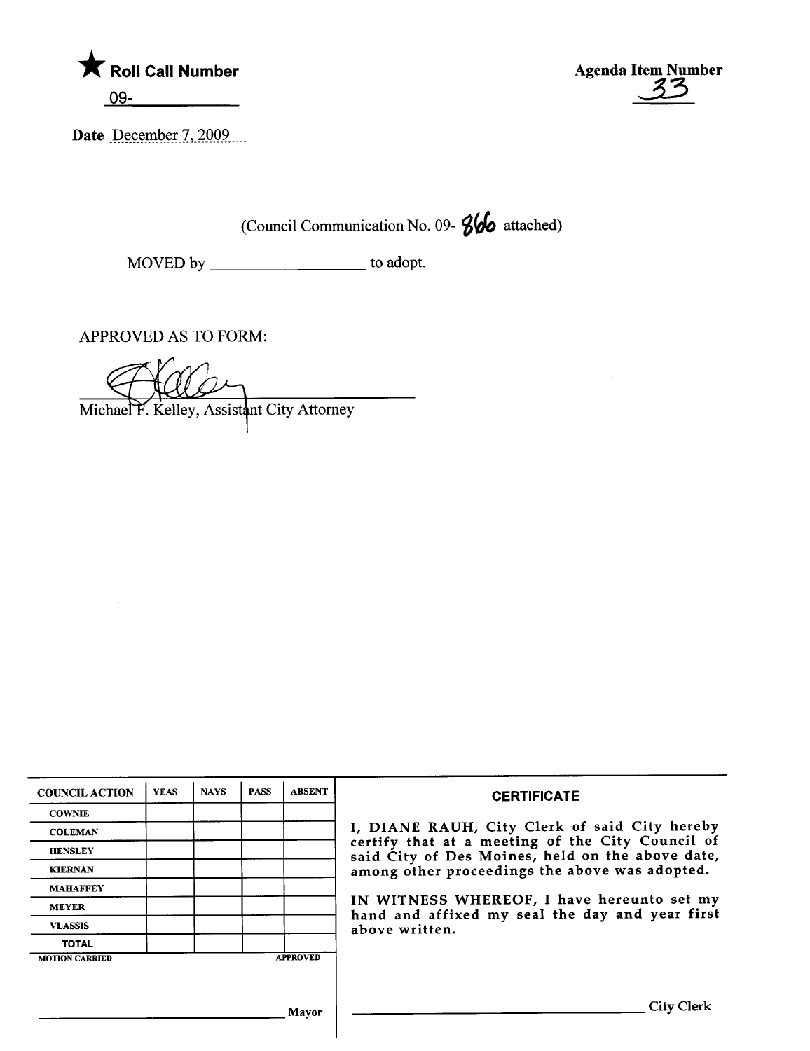★ **Roll Call Number**

09-\_\_\_\_\_\_\_\_\_\_\_\_

**Agenda Item Number**

33

**Date** December 7, 2009

(Council Communication No. 09- 866 attached)

MOVED by \_\_\_\_\_\_\_\_\_\_\_\_\_\_\_\_\_\_\_\_ to adopt.

APPROVED AS TO FORM:

Michael F. Kelley, Assistant City Attorney

| COUNCIL ACTION | YEAS | NAYS | PASS | ABSENT |
|---|---|---|---|---|
| COWNIE | | | | |
| COLEMAN | | | | |
| HENSLEY | | | | |
| KIERNAN | | | | |
| MAHAFFEY | | | | |
| MEYER | | | | |
| VLASSIS | | | | |
| TOTAL | | | | |

MOTION CARRIED APPROVED

\_\_\_\_\_\_\_\_\_\_\_\_\_\_\_\_\_\_\_\_\_\_\_\_\_\_\_\_\_\_ Mayor

**CERTIFICATE**

I, DIANE RAUH, City Clerk of said City hereby certify that at a meeting of the City Council of said City of Des Moines, held on the above date, among other proceedings the above was adopted.

IN WITNESS WHEREOF, I have hereunto set my hand and affixed my seal the day and year first above written.

\_\_\_\_\_\_\_\_\_\_\_\_\_\_\_\_\_\_\_\_\_\_\_\_\_\_\_\_\_\_ City Clerk